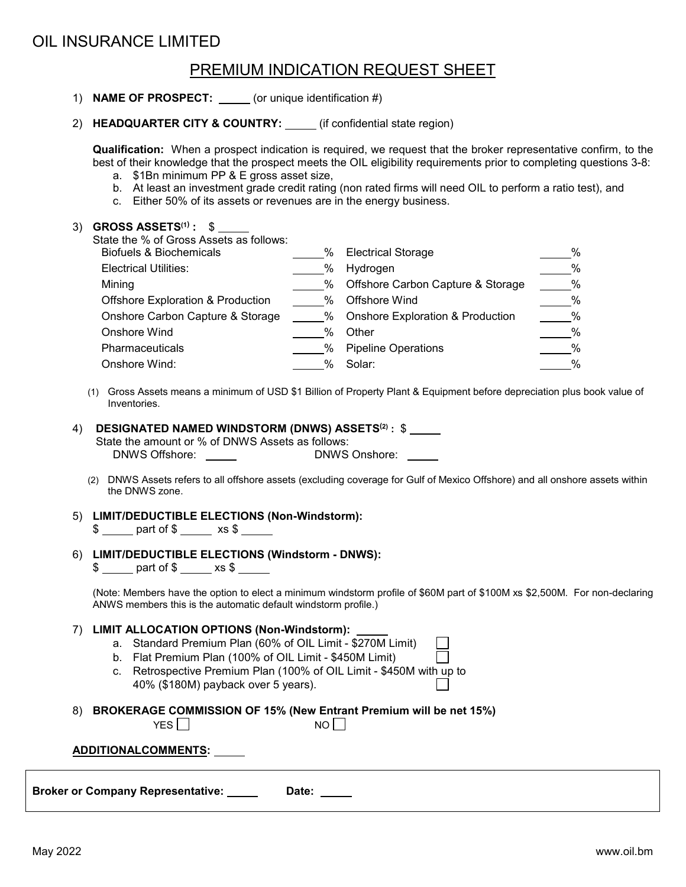# OIL INSURANCE LIMITED

## PREMIUM INDICATION REQUEST SHEET

1) **NAME OF PROSPECT:** _____ (or unique identification #)

2) **HEADQUARTER CITY & COUNTRY:** _____ (if confidential state region)

**Qualification:** When a prospect indication is required, we request that the broker representative confirm, to the best of their knowledge that the prospect meets the OIL eligibility requirements prior to completing questions 3-8:

a. $1Bn minimum PP & E gross asset size,
b. At least an investment grade credit rating (non rated firms will need OIL to perform a ratio test), and
c. Either 50% of its assets or revenues are in the energy business.

3) **GROSS ASSETS[(1)] :** $ _____

State the % of Gross Assets as follows:

| | | | |
|---|---|---|---|
| Biofuels & Biochemicals | _____% | Electrical Storage | _____% |
| Electrical Utilities: | _____% | Hydrogen | _____% |
| Mining | _____% | Offshore Carbon Capture & Storage | _____% |
| Offshore Exploration & Production | _____% | Offshore Wind | _____% |
| Onshore Carbon Capture & Storage | _____% | Onshore Exploration & Production | _____% |
| Onshore Wind | _____% | Other | _____% |
| Pharmaceuticals | _____% | Pipeline Operations | _____% |
| Onshore Wind: | _____% | Solar: | _____% |

(1) Gross Assets means a minimum of USD $1 Billion of Property Plant & Equipment before depreciation plus book value of Inventories.

4) **DESIGNATED NAMED WINDSTORM (DNWS) ASSETS[(2)] :** $ _____

State the amount or % of DNWS Assets as follows:

DNWS Offshore: _____ DNWS Onshore: _____

(2) DNWS Assets refers to all offshore assets (excluding coverage for Gulf of Mexico Offshore) and all onshore assets within the DNWS zone.

5) **LIMIT/DEDUCTIBLE ELECTIONS (Non-Windstorm):**

$ _____ part of $ _____ xs $ _____

6) **LIMIT/DEDUCTIBLE ELECTIONS (Windstorm - DNWS):**

$ _____ part of $ _____ xs $ _____

(Note: Members have the option to elect a minimum windstorm profile of $60M part of $100M xs $2,500M. For non-declaring ANWS members this is the automatic default windstorm profile.)

7) **LIMIT ALLOCATION OPTIONS (Non-Windstorm):** _____

a. Standard Premium Plan (60% of OIL Limit - $270M Limit) ☐
b. Flat Premium Plan (100% of OIL Limit - $450M Limit) ☐
c. Retrospective Premium Plan (100% of OIL Limit - $450M with up to 40% ($180M) payback over 5 years). ☐

8) **BROKERAGE COMMISSION OF 15% (New Entrant Premium will be net 15%)**

YES ☐ NO ☐

**ADDITIONALCOMMENTS:** _____

**Broker or Company Representative:** _____ **Date:** _____

May 2022 www.oil.bm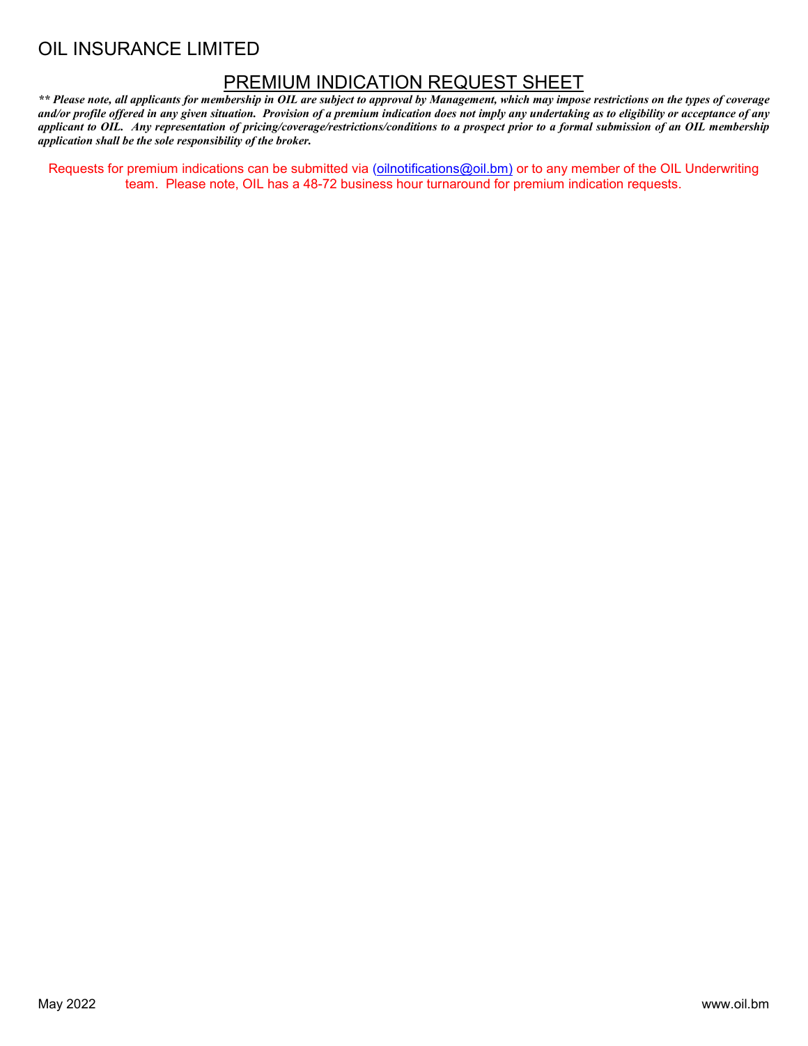# OIL INSURANCE LIMITED

## PREMIUM INDICATION REQUEST SHEET

***\*\* Please note, all applicants for membership in OIL are subject to approval by Management, which may impose restrictions on the types of coverage and/or profile offered in any given situation. Provision of a premium indication does not imply any undertaking as to eligibility or acceptance of any applicant to OIL. Any representation of pricing/coverage/restrictions/conditions to a prospect prior to a formal submission of an OIL membership application shall be the sole responsibility of the broker.***

Requests for premium indications can be submitted via (oilnotifications@oil.bm) or to any member of the OIL Underwriting team. Please note, OIL has a 48-72 business hour turnaround for premium indication requests.

May 2022

www.oil.bm